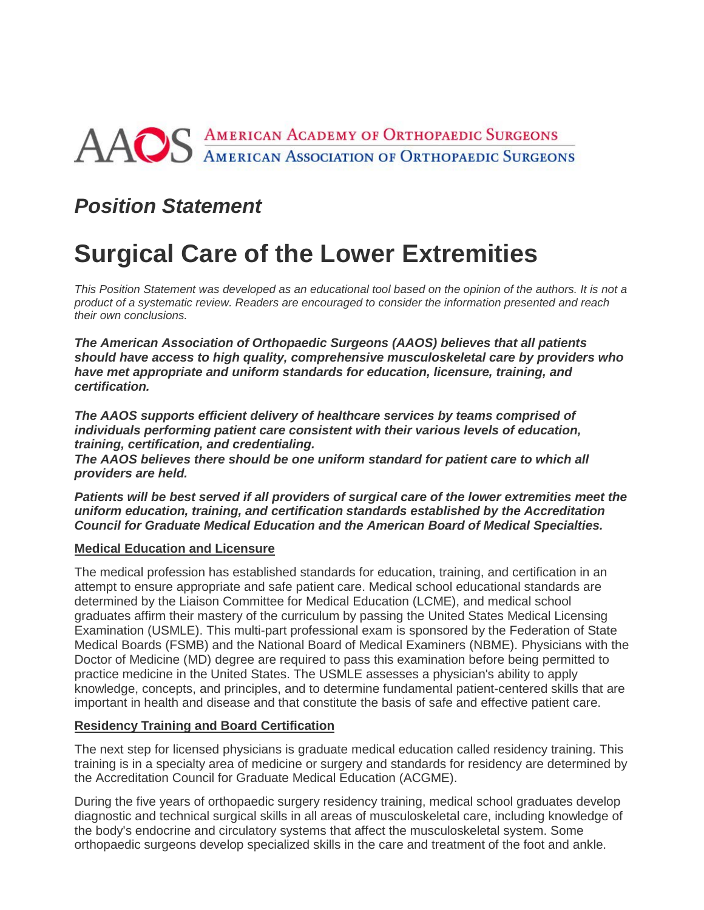AAOS American Academy of Orthopaedic Surgeons
American Association of Orthopaedic Surgeons

## *Position Statement*

# Surgical Care of the Lower Extremities

*This Position Statement was developed as an educational tool based on the opinion of the authors. It is not a product of a systematic review. Readers are encouraged to consider the information presented and reach their own conclusions.*

***The American Association of Orthopaedic Surgeons (AAOS) believes that all patients should have access to high quality, comprehensive musculoskeletal care by providers who have met appropriate and uniform standards for education, licensure, training, and certification.***

***The AAOS supports efficient delivery of healthcare services by teams comprised of individuals performing patient care consistent with their various levels of education, training, certification, and credentialing.***
***The AAOS believes there should be one uniform standard for patient care to which all providers are held.***

***Patients will be best served if all providers of surgical care of the lower extremities meet the uniform education, training, and certification standards established by the Accreditation Council for Graduate Medical Education and the American Board of Medical Specialties.***

**Medical Education and Licensure**

The medical profession has established standards for education, training, and certification in an attempt to ensure appropriate and safe patient care. Medical school educational standards are determined by the Liaison Committee for Medical Education (LCME), and medical school graduates affirm their mastery of the curriculum by passing the United States Medical Licensing Examination (USMLE). This multi-part professional exam is sponsored by the Federation of State Medical Boards (FSMB) and the National Board of Medical Examiners (NBME). Physicians with the Doctor of Medicine (MD) degree are required to pass this examination before being permitted to practice medicine in the United States. The USMLE assesses a physician's ability to apply knowledge, concepts, and principles, and to determine fundamental patient-centered skills that are important in health and disease and that constitute the basis of safe and effective patient care.

**Residency Training and Board Certification**

The next step for licensed physicians is graduate medical education called residency training. This training is in a specialty area of medicine or surgery and standards for residency are determined by the Accreditation Council for Graduate Medical Education (ACGME).

During the five years of orthopaedic surgery residency training, medical school graduates develop diagnostic and technical surgical skills in all areas of musculoskeletal care, including knowledge of the body's endocrine and circulatory systems that affect the musculoskeletal system. Some orthopaedic surgeons develop specialized skills in the care and treatment of the foot and ankle.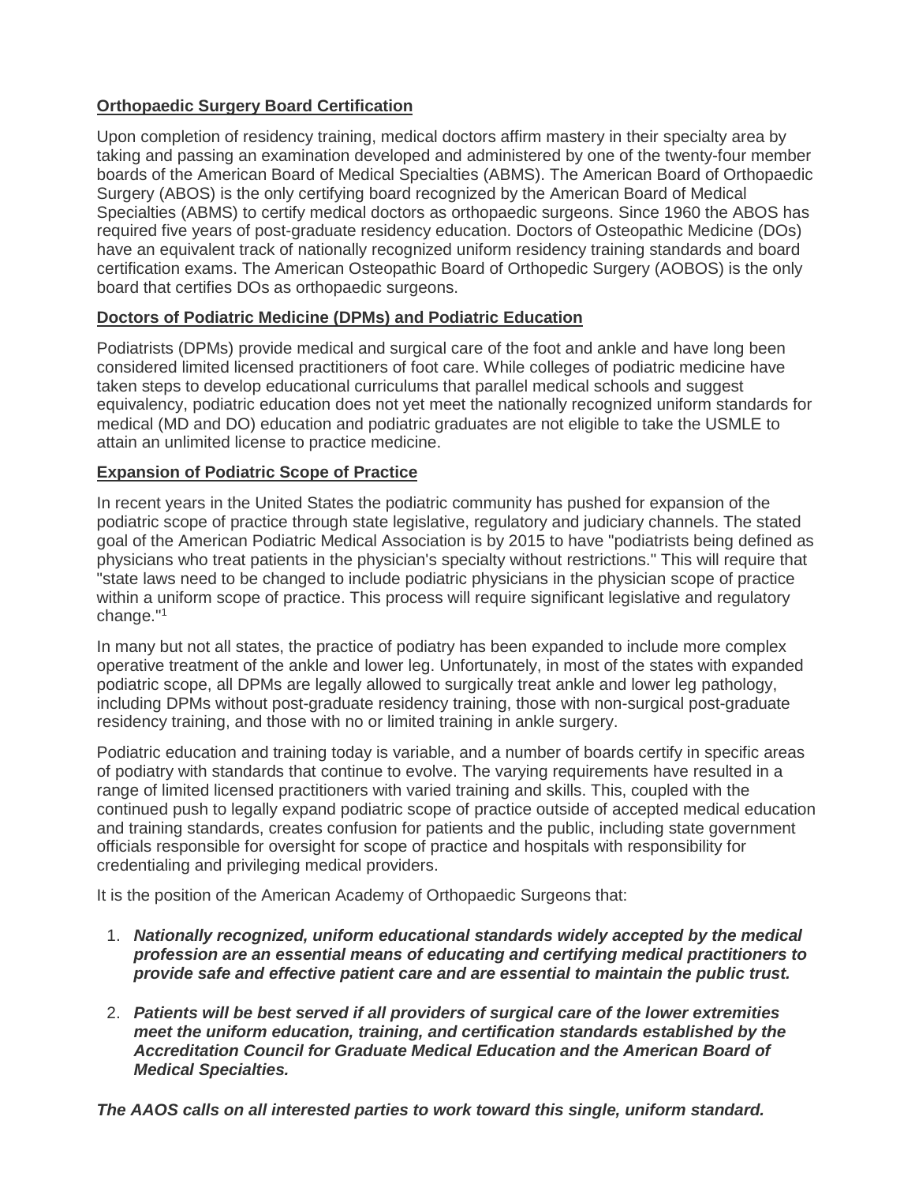**Orthopaedic Surgery Board Certification**

Upon completion of residency training, medical doctors affirm mastery in their specialty area by taking and passing an examination developed and administered by one of the twenty-four member boards of the American Board of Medical Specialties (ABMS). The American Board of Orthopaedic Surgery (ABOS) is the only certifying board recognized by the American Board of Medical Specialties (ABMS) to certify medical doctors as orthopaedic surgeons. Since 1960 the ABOS has required five years of post-graduate residency education. Doctors of Osteopathic Medicine (DOs) have an equivalent track of nationally recognized uniform residency training standards and board certification exams. The American Osteopathic Board of Orthopedic Surgery (AOBOS) is the only board that certifies DOs as orthopaedic surgeons.

**Doctors of Podiatric Medicine (DPMs) and Podiatric Education**

Podiatrists (DPMs) provide medical and surgical care of the foot and ankle and have long been considered limited licensed practitioners of foot care. While colleges of podiatric medicine have taken steps to develop educational curriculums that parallel medical schools and suggest equivalency, podiatric education does not yet meet the nationally recognized uniform standards for medical (MD and DO) education and podiatric graduates are not eligible to take the USMLE to attain an unlimited license to practice medicine.

**Expansion of Podiatric Scope of Practice**

In recent years in the United States the podiatric community has pushed for expansion of the podiatric scope of practice through state legislative, regulatory and judiciary channels. The stated goal of the American Podiatric Medical Association is by 2015 to have "podiatrists being defined as physicians who treat patients in the physician's specialty without restrictions." This will require that "state laws need to be changed to include podiatric physicians in the physician scope of practice within a uniform scope of practice. This process will require significant legislative and regulatory change."[1]

In many but not all states, the practice of podiatry has been expanded to include more complex operative treatment of the ankle and lower leg. Unfortunately, in most of the states with expanded podiatric scope, all DPMs are legally allowed to surgically treat ankle and lower leg pathology, including DPMs without post-graduate residency training, those with non-surgical post-graduate residency training, and those with no or limited training in ankle surgery.

Podiatric education and training today is variable, and a number of boards certify in specific areas of podiatry with standards that continue to evolve. The varying requirements have resulted in a range of limited licensed practitioners with varied training and skills. This, coupled with the continued push to legally expand podiatric scope of practice outside of accepted medical education and training standards, creates confusion for patients and the public, including state government officials responsible for oversight for scope of practice and hospitals with responsibility for credentialing and privileging medical providers.

It is the position of the American Academy of Orthopaedic Surgeons that:

1. ***Nationally recognized, uniform educational standards widely accepted by the medical profession are an essential means of educating and certifying medical practitioners to provide safe and effective patient care and are essential to maintain the public trust.***

2. ***Patients will be best served if all providers of surgical care of the lower extremities meet the uniform education, training, and certification standards established by the Accreditation Council for Graduate Medical Education and the American Board of Medical Specialties.***

***The AAOS calls on all interested parties to work toward this single, uniform standard.***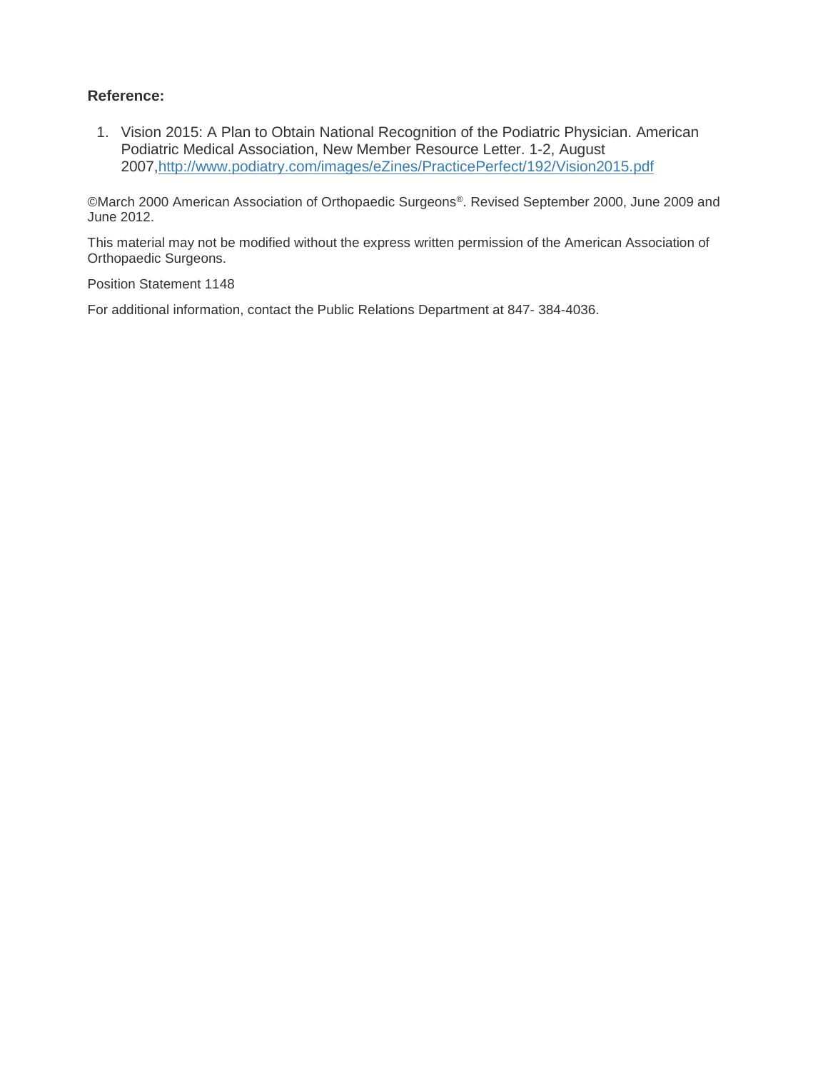**Reference:**

1. Vision 2015: A Plan to Obtain National Recognition of the Podiatric Physician. American Podiatric Medical Association, New Member Resource Letter. 1-2, August 2007,http://www.podiatry.com/images/eZines/PracticePerfect/192/Vision2015.pdf

©March 2000 American Association of Orthopaedic Surgeons®. Revised September 2000, June 2009 and June 2012.

This material may not be modified without the express written permission of the American Association of Orthopaedic Surgeons.

Position Statement 1148

For additional information, contact the Public Relations Department at 847- 384-4036.